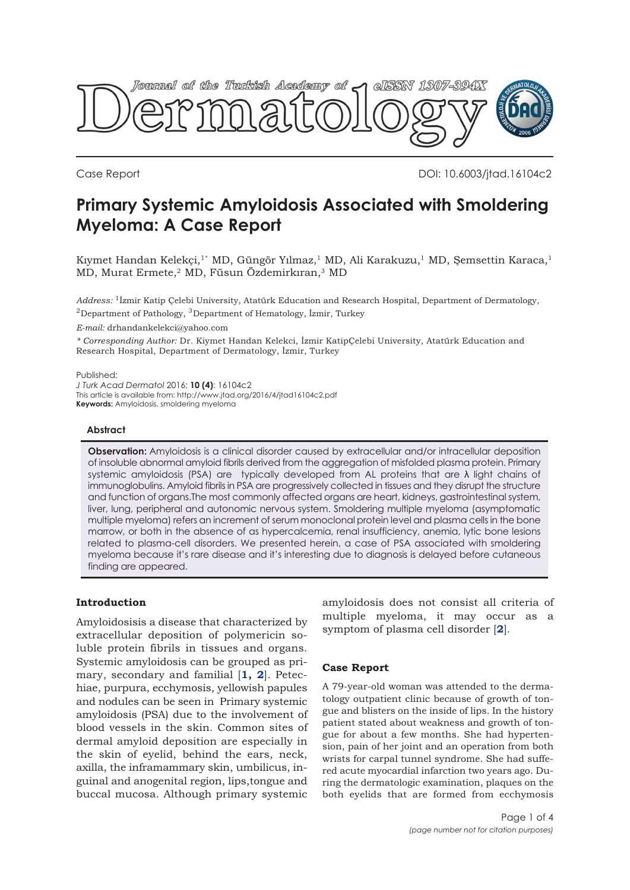Case Report DOI: 10.6003/jtad.16104c2

# Primary Systemic Amyloidosis Associated with Smoldering Myeloma: A Case Report

Kıymet Handan Kelekçi,[1*] MD, Güngör Yılmaz,[1] MD, Ali Karakuzu,[1] MD, Şemsettin Karaca,[1] MD, Murat Ermete,[2] MD, Füsun Özdemirkıran,[3] MD

*Address:* [1]İzmir Katip Çelebi University, Atatürk Education and Research Hospital, Department of Dermatology, [2]Department of Pathology, [3]Department of Hematology, İzmir, Turkey

*E-mail:* drhandankelekci@yahoo.com

*\* Corresponding Author:* Dr. Kiymet Handan Kelekci, İzmir KatipÇelebi University, Atatürk Education and Research Hospital, Department of Dermatology, İzmir, Turkey

Published:
*J Turk Acad Dermatol* 2016; **10 (4)**: 16104c2
This article is available from: http://www.jtad.org/2016/4/jtad16104c2.pdf
**Keywords:** Amyloidosis, smoldering myeloma

### Abstract

**Observation:** Amyloidosis is a clinical disorder caused by extracellular and/or intracellular deposition of insoluble abnormal amyloid fibrils derived from the aggregation of misfolded plasma protein. Primary systemic amyloidosis (PSA) are typically developed from AL proteins that are λ light chains of immunoglobulins. Amyloid fibrils in PSA are progressively collected in tissues and they disrupt the structure and function of organs.The most commonly affected organs are heart, kidneys, gastrointestinal system, liver, lung, peripheral and autonomic nervous system. Smoldering multiple myeloma (asymptomatic multiple myeloma) refers an increment of serum monoclonal protein level and plasma cells in the bone marrow, or both in the absence of as hypercalcemia, renal insufficiency, anemia, lytic bone lesions related to plasma-cell disorders. We presented herein, a case of PSA associated with smoldering myeloma because it's rare disease and it's interesting due to diagnosis is delayed before cutaneous finding are appeared.

## Introduction

Amyloidosisis a disease that characterized by extracellular deposition of polymericin soluble protein fibrils in tissues and organs. Systemic amyloidosis can be grouped as primary, secondary and familial [1, 2]. Petechiae, purpura, ecchymosis, yellowish papules and nodules can be seen in Primary systemic amyloidosis (PSA) due to the involvement of blood vessels in the skin. Common sites of dermal amyloid deposition are especially in the skin of eyelid, behind the ears, neck, axilla, the inframammary skin, umbilicus, inguinal and anogenital region, lips,tongue and buccal mucosa. Although primary systemic amyloidosis does not consist all criteria of multiple myeloma, it may occur as a symptom of plasma cell disorder [2].

## Case Report

A 79-year-old woman was attended to the dermatology outpatient clinic because of growth of tongue and blisters on the inside of lips. In the history patient stated about weakness and growth of tongue for about a few months. She had hypertension, pain of her joint and an operation from both wrists for carpal tunnel syndrome. She had suffered acute myocardial infarction two years ago. During the dermatologic examination, plaques on the both eyelids that are formed from ecchymosis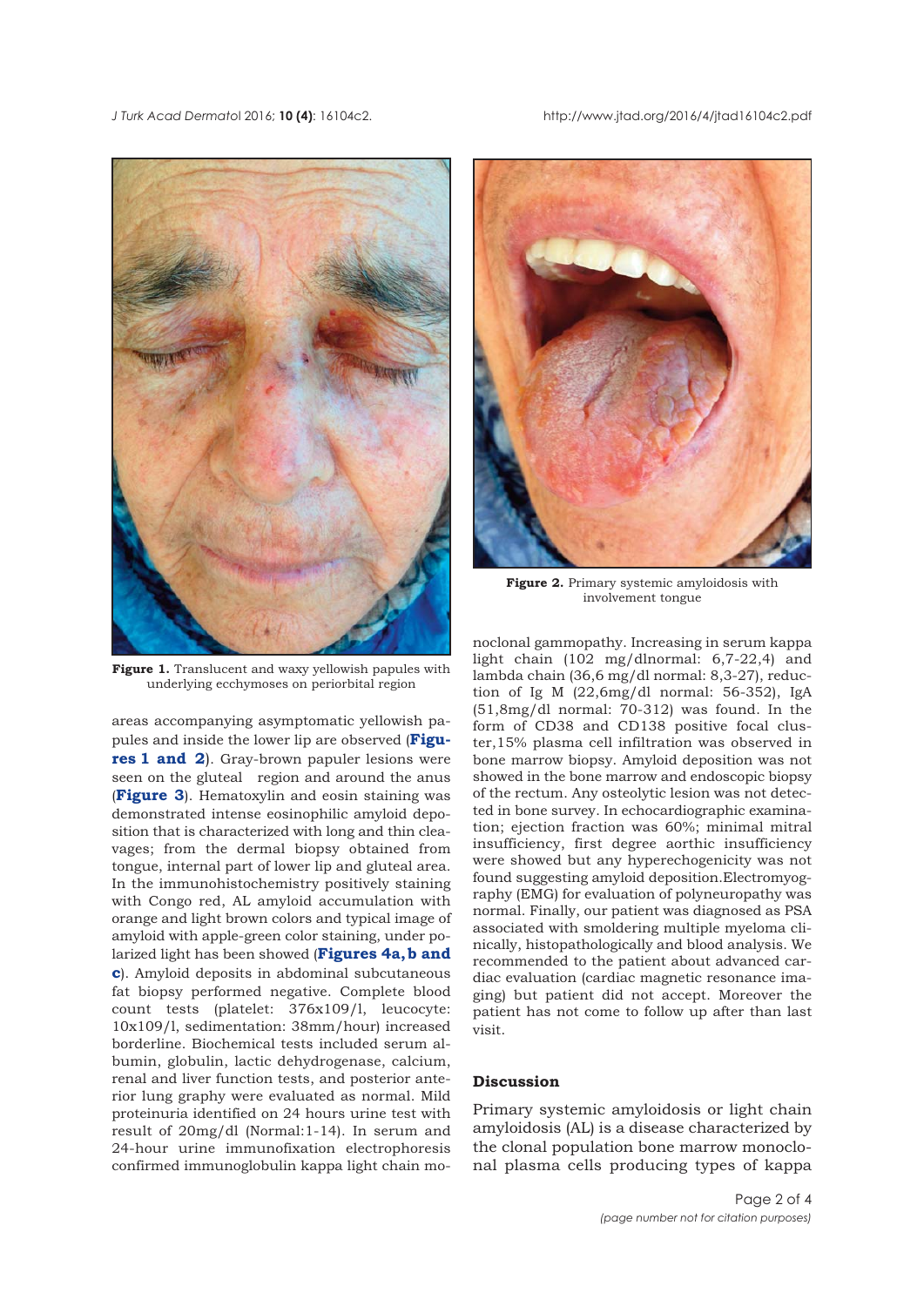**Figure 1.** Translucent and waxy yellowish papules with underlying ecchymoses on periorbital region

**Figure 2.** Primary systemic amyloidosis with involvement tongue

areas accompanying asymptomatic yellowish papules and inside the lower lip are observed (**Figures 1 and 2**). Gray-brown papuler lesions were seen on the gluteal region and around the anus (**Figure 3**). Hematoxylin and eosin staining was demonstrated intense eosinophilic amyloid deposition that is characterized with long and thin cleavages; from the dermal biopsy obtained from tongue, internal part of lower lip and gluteal area. In the immunohistochemistry positively staining with Congo red, AL amyloid accumulation with orange and light brown colors and typical image of amyloid with apple-green color staining, under polarized light has been showed (**Figures 4a, b and c**). Amyloid deposits in abdominal subcutaneous fat biopsy performed negative. Complete blood count tests (platelet: 376x109/l, leucocyte: 10x109/l, sedimentation: 38mm/hour) increased borderline. Biochemical tests included serum albumin, globulin, lactic dehydrogenase, calcium, renal and liver function tests, and posterior anterior lung graphy were evaluated as normal. Mild proteinuria identified on 24 hours urine test with result of 20mg/dl (Normal:1-14). In serum and 24-hour urine immunofixation electrophoresis confirmed immunoglobulin kappa light chain monoclonal gammopathy. Increasing in serum kappa light chain (102 mg/dlnormal: 6,7-22,4) and lambda chain (36,6 mg/dl normal: 8,3-27), reduction of Ig M (22,6mg/dl normal: 56-352), IgA (51,8mg/dl normal: 70-312) was found. In the form of CD38 and CD138 positive focal cluster,15% plasma cell infiltration was observed in bone marrow biopsy. Amyloid deposition was not showed in the bone marrow and endoscopic biopsy of the rectum. Any osteolytic lesion was not detected in bone survey. In echocardiographic examination; ejection fraction was 60%; minimal mitral insufficiency, first degree aorthic insufficiency were showed but any hyperechogenicity was not found suggesting amyloid deposition.Electromyography (EMG) for evaluation of polyneuropathy was normal. Finally, our patient was diagnosed as PSA associated with smoldering multiple myeloma clinically, histopathologically and blood analysis. We recommended to the patient about advanced cardiac evaluation (cardiac magnetic resonance imaging) but patient did not accept. Moreover the patient has not come to follow up after than last visit.

## Discussion

Primary systemic amyloidosis or light chain amyloidosis (AL) is a disease characterized by the clonal population bone marrow monoclonal plasma cells producing types of kappa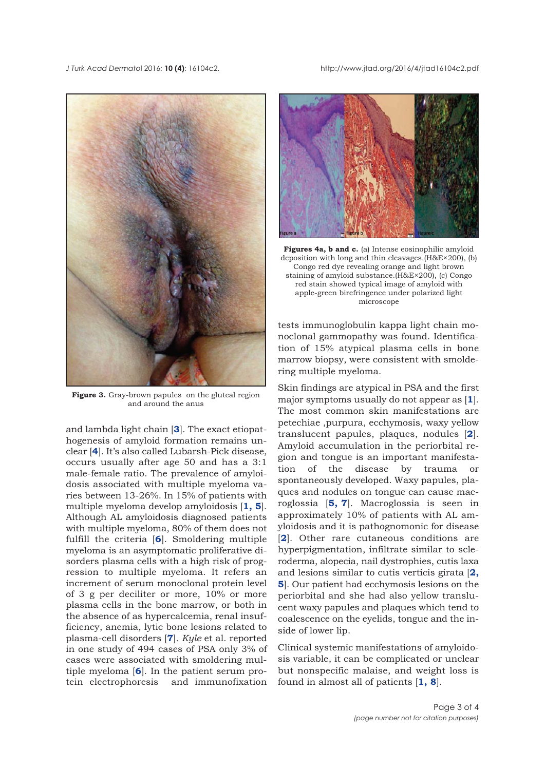Figure 3. Gray-brown papules on the gluteal region and around the anus

and lambda light chain [3]. The exact etiopathogenesis of amyloid formation remains unclear [4]. It's also called Lubarsh-Pick disease, occurs usually after age 50 and has a 3:1 male-female ratio. The prevalence of amyloidosis associated with multiple myeloma varies between 13-26%. In 15% of patients with multiple myeloma develop amyloidosis [1, 5]. Although AL amyloidosis diagnosed patients with multiple myeloma, 80% of them does not fulfill the criteria [6]. Smoldering multiple myeloma is an asymptomatic proliferative disorders plasma cells with a high risk of progression to multiple myeloma. It refers an increment of serum monoclonal protein level of 3 g per deciliter or more, 10% or more plasma cells in the bone marrow, or both in the absence of as hypercalcemia, renal insufficiency, anemia, lytic bone lesions related to plasma-cell disorders [7]. *Kyle* et al. reported in one study of 494 cases of PSA only 3% of cases were associated with smoldering multiple myeloma [6]. In the patient serum protein electrophoresis and immunofixation tests immunoglobulin kappa light chain monoclonal gammopathy was found. Identification of 15% atypical plasma cells in bone marrow biopsy, were consistent with smoldering multiple myeloma.

**Figures 4a, b and c.** (a) Intense eosinophilic amyloid deposition with long and thin cleavages.(H&E×200), (b) Congo red dye revealing orange and light brown staining of amyloid substance.(H&E×200), (c) Congo red stain showed typical image of amyloid with apple-green birefringence under polarized light microscope

Skin findings are atypical in PSA and the first major symptoms usually do not appear as [1]. The most common skin manifestations are petechiae ,purpura, ecchymosis, waxy yellow translucent papules, plaques, nodules [2]. Amyloid accumulation in the periorbital region and tongue is an important manifestation of the disease by trauma or spontaneously developed. Waxy papules, plaques and nodules on tongue can cause macroglossia [5, 7]. Macroglossia is seen in approximately 10% of patients with AL amyloidosis and it is pathognomonic for disease [2]. Other rare cutaneous conditions are hyperpigmentation, infiltrate similar to scleroderma, alopecia, nail dystrophies, cutis laxa and lesions similar to cutis verticis girata [2, 5]. Our patient had ecchymosis lesions on the periorbital and she had also yellow translucent waxy papules and plaques which tend to coalescence on the eyelids, tongue and the inside of lower lip.

Clinical systemic manifestations of amyloidosis variable, it can be complicated or unclear but nonspecific malaise, and weight loss is found in almost all of patients [1, 8].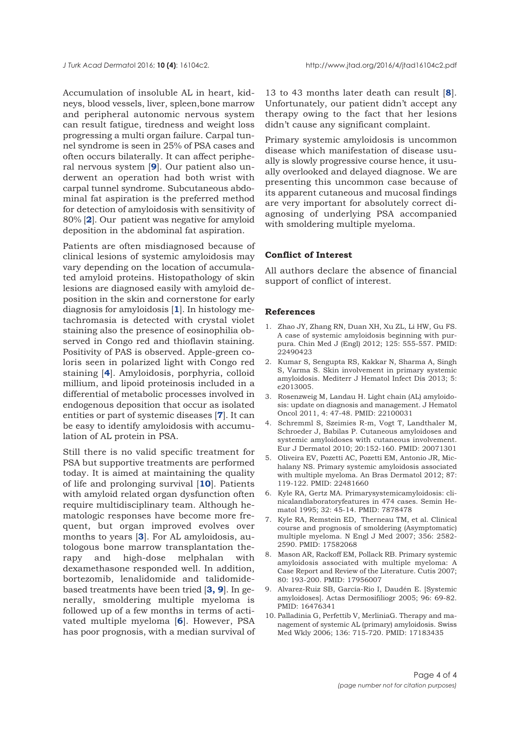Accumulation of insoluble AL in heart, kidneys, blood vessels, liver, spleen,bone marrow and peripheral autonomic nervous system can result fatigue, tiredness and weight loss progressing a multi organ failure. Carpal tunnel syndrome is seen in 25% of PSA cases and often occurs bilaterally. It can affect peripheral nervous system [**9**]. Our patient also underwent an operation had both wrist with carpal tunnel syndrome. Subcutaneous abdominal fat aspiration is the preferred method for detection of amyloidosis with sensitivity of 80% [**2**]. Our patient was negative for amyloid deposition in the abdominal fat aspiration.

Patients are often misdiagnosed because of clinical lesions of systemic amyloidosis may vary depending on the location of accumulated amyloid proteins. Histopathology of skin lesions are diagnosed easily with amyloid deposition in the skin and cornerstone for early diagnosis for amyloidosis [**1**]. In histology metachromasia is detected with crystal violet staining also the presence of eosinophilia observed in Congo red and thioflavin staining. Positivity of PAS is observed. Apple-green coloris seen in polarized light with Congo red staining [**4**]. Amyloidosis, porphyria, colloid millium, and lipoid proteinosis included in a differential of metabolic processes involved in endogenous deposition that occur as isolated entities or part of systemic diseases [**7**]. It can be easy to identify amyloidosis with accumulation of AL protein in PSA.

Still there is no valid specific treatment for PSA but supportive treatments are performed today. It is aimed at maintaining the quality of life and prolonging survival [**10**]. Patients with amyloid related organ dysfunction often require multidisciplinary team. Although hematologic responses have become more frequent, but organ improved evolves over months to years [**3**]. For AL amyloidosis, autologous bone marrow transplantation therapy and high-dose melphalan with dexamethasone responded well. In addition, bortezomib, lenalidomide and talidomide-based treatments have been tried [**3, 9**]. In generally, smoldering multiple myeloma is followed up of a few months in terms of activated multiple myeloma [**6**]. However, PSA has poor prognosis, with a median survival of 13 to 43 months later death can result [**8**]. Unfortunately, our patient didn't accept any therapy owing to the fact that her lesions didn't cause any significant complaint.

Primary systemic amyloidosis is uncommon disease which manifestation of disease usually is slowly progressive course hence, it usually overlooked and delayed diagnose. We are presenting this uncommon case because of its apparent cutaneous and mucosal findings are very important for absolutely correct diagnosing of underlying PSA accompanied with smoldering multiple myeloma.

## Conflict of Interest

All authors declare the absence of financial support of conflict of interest.

## References

1. Zhao JY, Zhang RN, Duan XH, Xu ZL, Li HW, Gu FS. A case of systemic amyloidosis beginning with purpura. Chin Med J (Engl) 2012; 125: 555-557. PMID: 22490423
2. Kumar S, Sengupta RS, Kakkar N, Sharma A, Singh S, Varma S. Skin involvement in primary systemic amyloidosis. Mediterr J Hematol Infect Dis 2013; 5: e2013005.
3. Rosenzweig M, Landau H. Light chain (AL) amyloidosis: update on diagnosis and management. J Hematol Oncol 2011, 4: 47-48. PMID: 22100031
4. Schreml S, Szeimies R-m, Vogt T, Landthaler M, Schroeder J, Babilas P. Cutaneous amyloidoses and systemic amyloidoses with cutaneous involvement. Eur J Dermatol 2010; 20:152-160. PMID: 20071301
5. Oliveira EV, Pozetti AC, Pozetti EM, Antonio JR, Michalany NS. Primary systemic amyloidosis associated with multiple myeloma. An Bras Dermatol 2012; 87: 119-122. PMID: 22481660
6. Kyle RA, Gertz MA. Primarysystemicamyloidosis: clinicalandlaboratoryfeatures in 474 cases. Semin Hematol 1995; 32: 45-14. PMID: 7878478
7. Kyle RA, Remstein ED, Therneau TM, et al. Clinical course and prognosis of smoldering (Asymptomatic) multiple myeloma. N Engl J Med 2007; 356: 2582-2590. PMID: 17582068
8. Mason AR, Rackoff EM, Pollack RB. Primary systemic amyloidosis associated with multiple myeloma: A Case Report and Review of the Literature. Cutis 2007; 80: 193-200. PMID: 17956007
9. Alvarez-Ruiz SB, García-Río I, Daudén E. [Systemic amyloidoses]. Actas Dermosifiliogr 2005; 96: 69-82. PMID: 16476341
10. Palladinia G, Perfettib V, MerliniaG. Therapy and management of systemic AL (primary) amyloidosis. Swiss Med Wkly 2006; 136: 715-720. PMID: 17183435